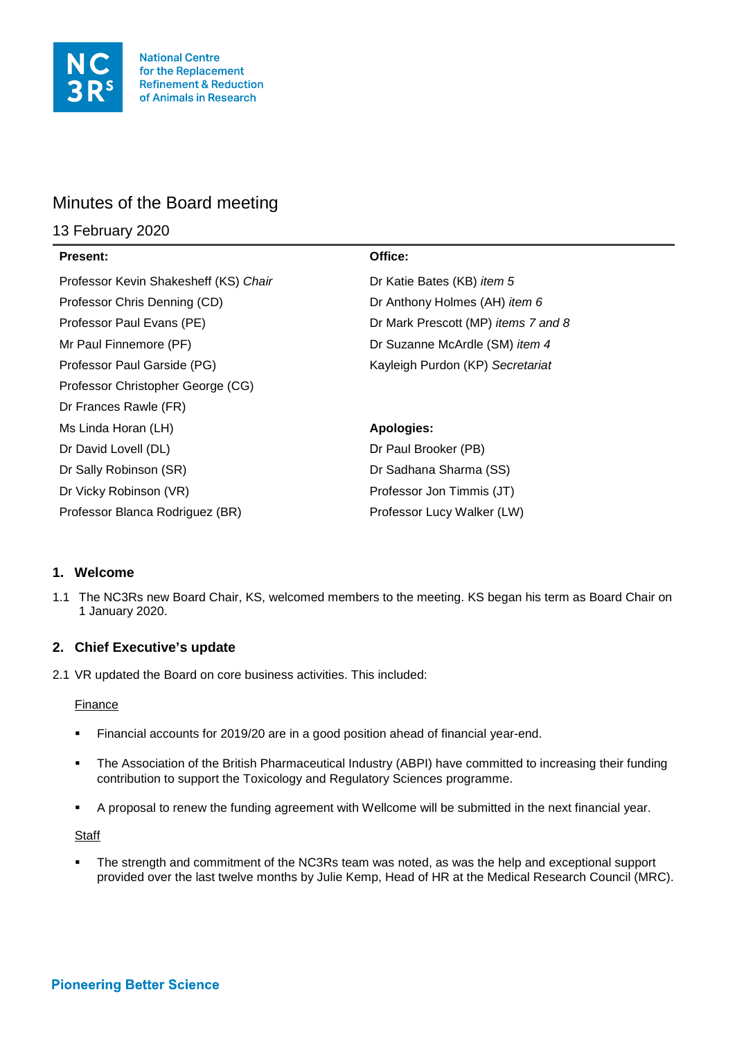# Minutes of the Board meeting

13 February 2020

| Present: | Office: |
|---|---|
| Professor Kevin Shakesheff (KS) *Chair* | Dr Katie Bates (KB) *item 5* |
| Professor Chris Denning (CD) | Dr Anthony Holmes (AH) *item 6* |
| Professor Paul Evans (PE) | Dr Mark Prescott (MP) *items 7 and 8* |
| Mr Paul Finnemore (PF) | Dr Suzanne McArdle (SM) *item 4* |
| Professor Paul Garside (PG) | Kayleigh Purdon (KP) *Secretariat* |
| Professor Christopher George (CG) | |
| Dr Frances Rawle (FR) | |
| Ms Linda Horan (LH) | **Apologies:** |
| Dr David Lovell (DL) | Dr Paul Brooker (PB) |
| Dr Sally Robinson (SR) | Dr Sadhana Sharma (SS) |
| Dr Vicky Robinson (VR) | Professor Jon Timmis (JT) |
| Professor Blanca Rodriguez (BR) | Professor Lucy Walker (LW) |

## 1. Welcome

1.1 The NC3Rs new Board Chair, KS, welcomed members to the meeting. KS began his term as Board Chair on 1 January 2020.

## 2. Chief Executive's update

2.1 VR updated the Board on core business activities. This included:

Finance

- Financial accounts for 2019/20 are in a good position ahead of financial year-end.
- The Association of the British Pharmaceutical Industry (ABPI) have committed to increasing their funding contribution to support the Toxicology and Regulatory Sciences programme.
- A proposal to renew the funding agreement with Wellcome will be submitted in the next financial year.

Staff

- The strength and commitment of the NC3Rs team was noted, as was the help and exceptional support provided over the last twelve months by Julie Kemp, Head of HR at the Medical Research Council (MRC).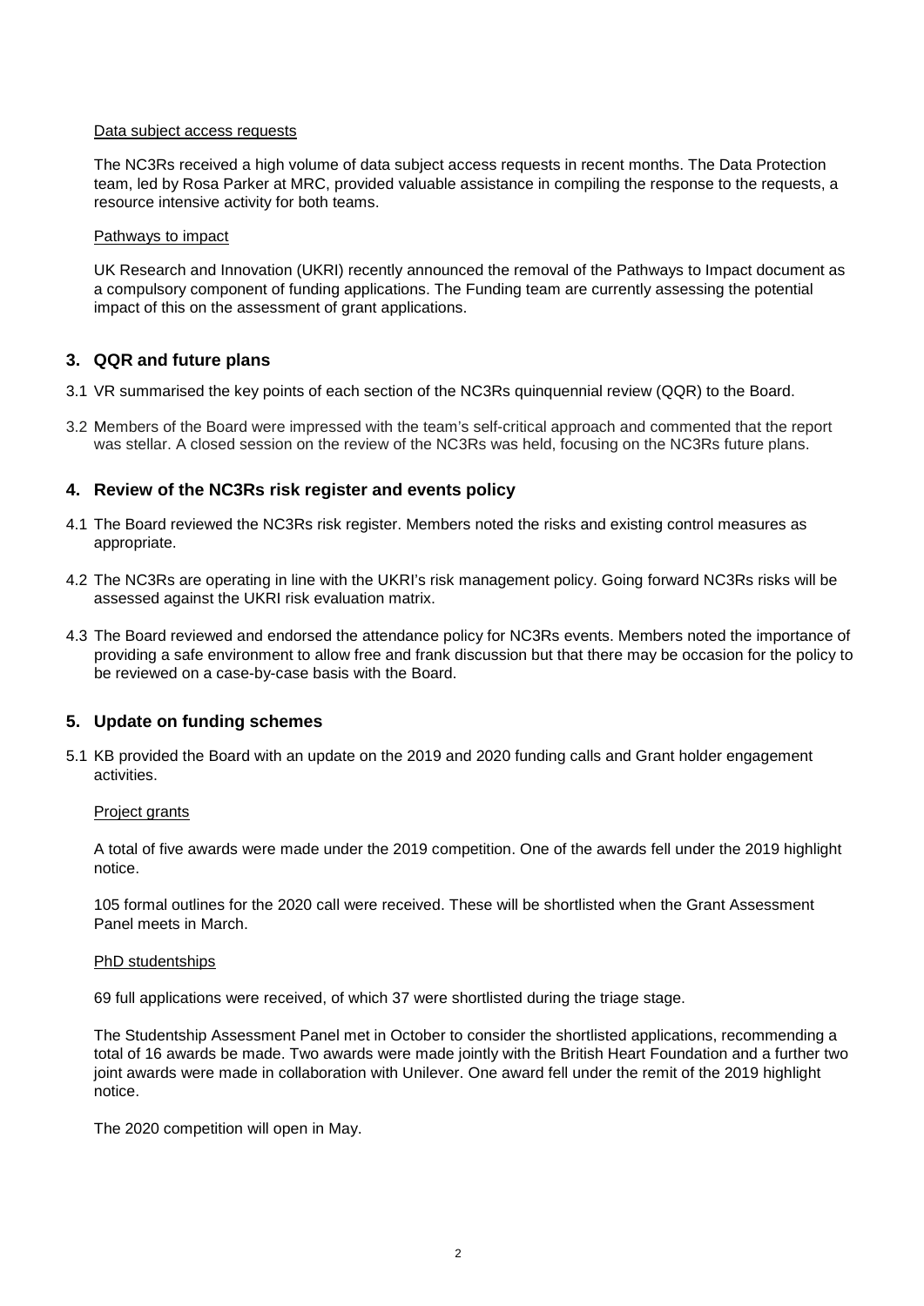Data subject access requests

The NC3Rs received a high volume of data subject access requests in recent months. The Data Protection team, led by Rosa Parker at MRC, provided valuable assistance in compiling the response to the requests, a resource intensive activity for both teams.

Pathways to impact

UK Research and Innovation (UKRI) recently announced the removal of the Pathways to Impact document as a compulsory component of funding applications. The Funding team are currently assessing the potential impact of this on the assessment of grant applications.

## 3. QQR and future plans

3.1 VR summarised the key points of each section of the NC3Rs quinquennial review (QQR) to the Board.

3.2 Members of the Board were impressed with the team's self-critical approach and commented that the report was stellar. A closed session on the review of the NC3Rs was held, focusing on the NC3Rs future plans.

## 4. Review of the NC3Rs risk register and events policy

4.1 The Board reviewed the NC3Rs risk register. Members noted the risks and existing control measures as appropriate.

4.2 The NC3Rs are operating in line with the UKRI's risk management policy. Going forward NC3Rs risks will be assessed against the UKRI risk evaluation matrix.

4.3 The Board reviewed and endorsed the attendance policy for NC3Rs events. Members noted the importance of providing a safe environment to allow free and frank discussion but that there may be occasion for the policy to be reviewed on a case-by-case basis with the Board.

## 5. Update on funding schemes

5.1 KB provided the Board with an update on the 2019 and 2020 funding calls and Grant holder engagement activities.

Project grants

A total of five awards were made under the 2019 competition. One of the awards fell under the 2019 highlight notice.

105 formal outlines for the 2020 call were received. These will be shortlisted when the Grant Assessment Panel meets in March.

PhD studentships

69 full applications were received, of which 37 were shortlisted during the triage stage.

The Studentship Assessment Panel met in October to consider the shortlisted applications, recommending a total of 16 awards be made. Two awards were made jointly with the British Heart Foundation and a further two joint awards were made in collaboration with Unilever. One award fell under the remit of the 2019 highlight notice.

The 2020 competition will open in May.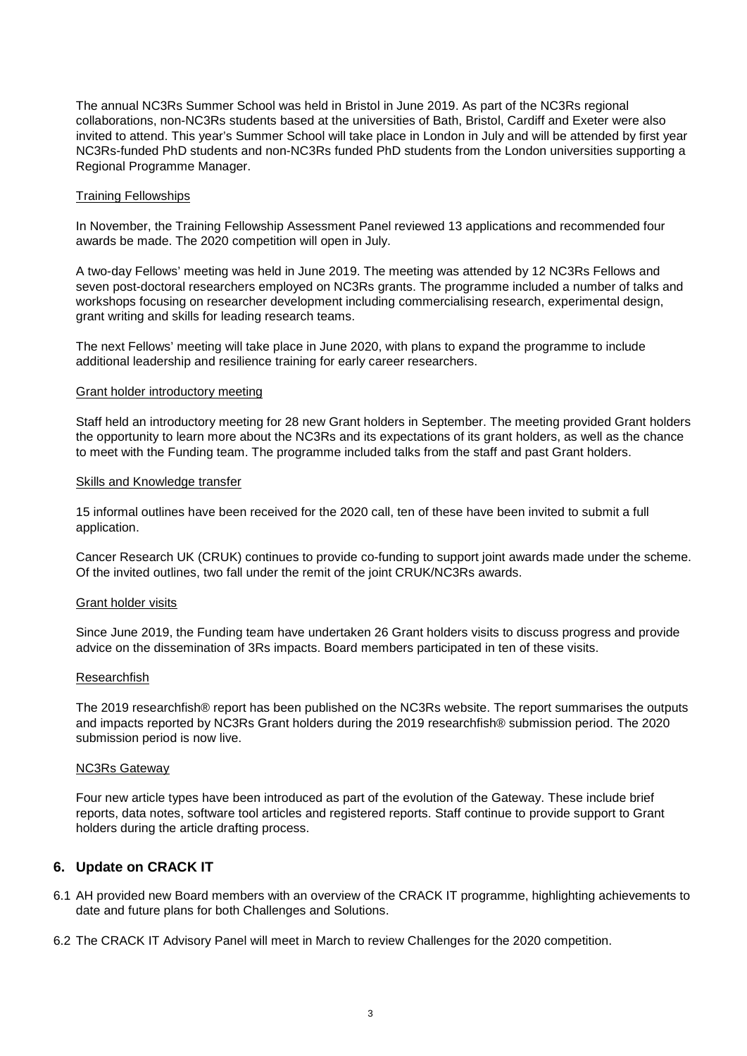The annual NC3Rs Summer School was held in Bristol in June 2019. As part of the NC3Rs regional collaborations, non-NC3Rs students based at the universities of Bath, Bristol, Cardiff and Exeter were also invited to attend. This year's Summer School will take place in London in July and will be attended by first year NC3Rs-funded PhD students and non-NC3Rs funded PhD students from the London universities supporting a Regional Programme Manager.

<u>Training Fellowships</u>

In November, the Training Fellowship Assessment Panel reviewed 13 applications and recommended four awards be made. The 2020 competition will open in July.

A two-day Fellows' meeting was held in June 2019. The meeting was attended by 12 NC3Rs Fellows and seven post-doctoral researchers employed on NC3Rs grants. The programme included a number of talks and workshops focusing on researcher development including commercialising research, experimental design, grant writing and skills for leading research teams.

The next Fellows' meeting will take place in June 2020, with plans to expand the programme to include additional leadership and resilience training for early career researchers.

<u>Grant holder introductory meeting</u>

Staff held an introductory meeting for 28 new Grant holders in September. The meeting provided Grant holders the opportunity to learn more about the NC3Rs and its expectations of its grant holders, as well as the chance to meet with the Funding team. The programme included talks from the staff and past Grant holders.

<u>Skills and Knowledge transfer</u>

15 informal outlines have been received for the 2020 call, ten of these have been invited to submit a full application.

Cancer Research UK (CRUK) continues to provide co-funding to support joint awards made under the scheme. Of the invited outlines, two fall under the remit of the joint CRUK/NC3Rs awards.

<u>Grant holder visits</u>

Since June 2019, the Funding team have undertaken 26 Grant holders visits to discuss progress and provide advice on the dissemination of 3Rs impacts. Board members participated in ten of these visits.

<u>Researchfish</u>

The 2019 researchfish® report has been published on the NC3Rs website. The report summarises the outputs and impacts reported by NC3Rs Grant holders during the 2019 researchfish® submission period. The 2020 submission period is now live.

<u>NC3Rs Gateway</u>

Four new article types have been introduced as part of the evolution of the Gateway. These include brief reports, data notes, software tool articles and registered reports. Staff continue to provide support to Grant holders during the article drafting process.

## 6. Update on CRACK IT

6.1 AH provided new Board members with an overview of the CRACK IT programme, highlighting achievements to date and future plans for both Challenges and Solutions.

6.2 The CRACK IT Advisory Panel will meet in March to review Challenges for the 2020 competition.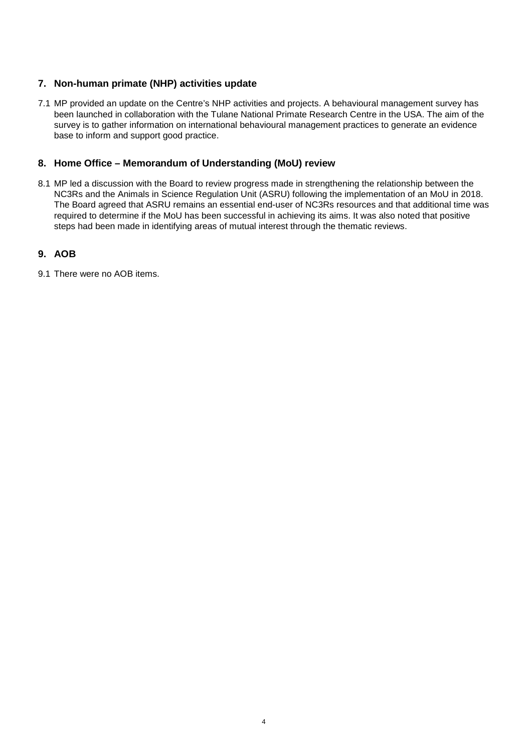## 7. Non-human primate (NHP) activities update

7.1 MP provided an update on the Centre's NHP activities and projects. A behavioural management survey has been launched in collaboration with the Tulane National Primate Research Centre in the USA. The aim of the survey is to gather information on international behavioural management practices to generate an evidence base to inform and support good practice.

## 8. Home Office – Memorandum of Understanding (MoU) review

8.1 MP led a discussion with the Board to review progress made in strengthening the relationship between the NC3Rs and the Animals in Science Regulation Unit (ASRU) following the implementation of an MoU in 2018. The Board agreed that ASRU remains an essential end-user of NC3Rs resources and that additional time was required to determine if the MoU has been successful in achieving its aims. It was also noted that positive steps had been made in identifying areas of mutual interest through the thematic reviews.

## 9. AOB

9.1 There were no AOB items.